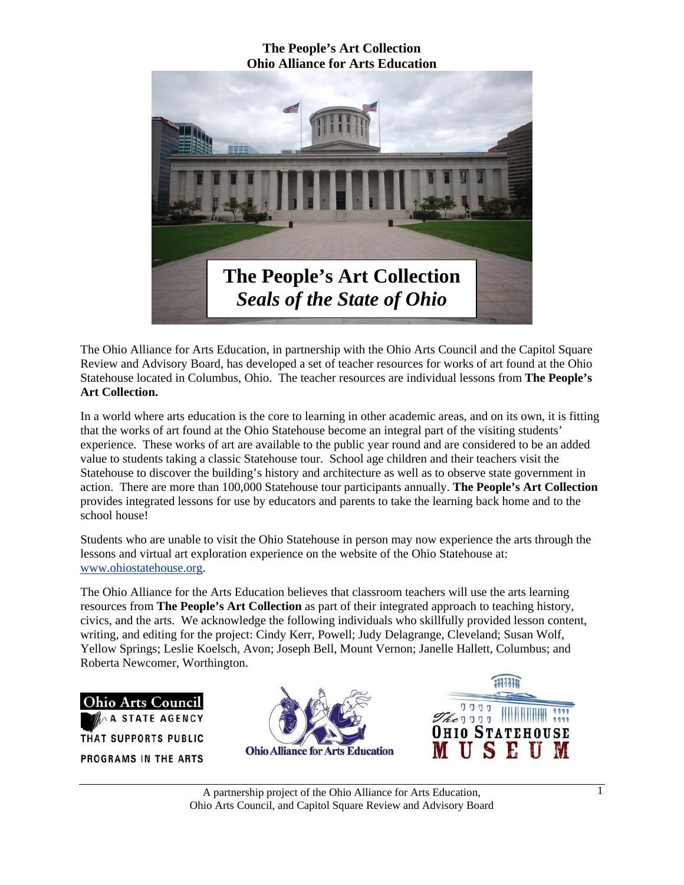# The People's Art Collection
# Ohio Alliance for Arts Education

## The People's Art Collection
### *Seals of the State of Ohio*

The Ohio Alliance for Arts Education, in partnership with the Ohio Arts Council and the Capitol Square Review and Advisory Board, has developed a set of teacher resources for works of art found at the Ohio Statehouse located in Columbus, Ohio. The teacher resources are individual lessons from **The People's Art Collection.**

In a world where arts education is the core to learning in other academic areas, and on its own, it is fitting that the works of art found at the Ohio Statehouse become an integral part of the visiting students' experience. These works of art are available to the public year round and are considered to be an added value to students taking a classic Statehouse tour. School age children and their teachers visit the Statehouse to discover the building's history and architecture as well as to observe state government in action. There are more than 100,000 Statehouse tour participants annually. **The People's Art Collection** provides integrated lessons for use by educators and parents to take the learning back home and to the school house!

Students who are unable to visit the Ohio Statehouse in person may now experience the arts through the lessons and virtual art exploration experience on the website of the Ohio Statehouse at: www.ohiostatehouse.org.

The Ohio Alliance for the Arts Education believes that classroom teachers will use the arts learning resources from **The People's Art Collection** as part of their integrated approach to teaching history, civics, and the arts. We acknowledge the following individuals who skillfully provided lesson content, writing, and editing for the project: Cindy Kerr, Powell; Judy Delagrange, Cleveland; Susan Wolf, Yellow Springs; Leslie Koelsch, Avon; Joseph Bell, Mount Vernon; Janelle Hallett, Columbus; and Roberta Newcomer, Worthington.

Ohio Arts Council — A State Agency That Supports Public Programs in the Arts

Ohio Alliance for Arts Education

The Ohio Statehouse Museum

A partnership project of the Ohio Alliance for Arts Education, Ohio Arts Council, and Capitol Square Review and Advisory Board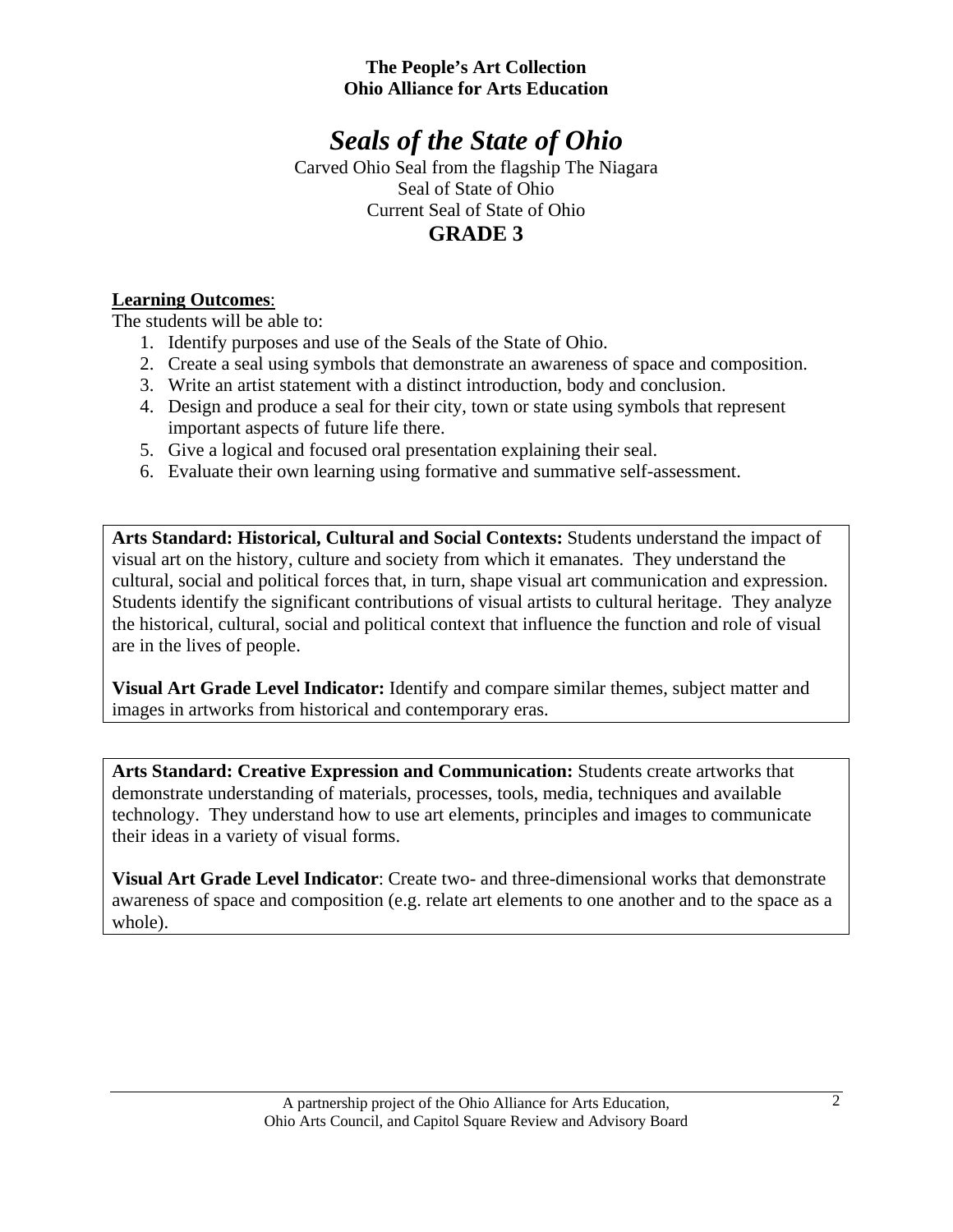**The People's Art Collection**
**Ohio Alliance for Arts Education**

# *Seals of the State of Ohio*

Carved Ohio Seal from the flagship The Niagara
Seal of State of Ohio
Current Seal of State of Ohio

## GRADE 3

**Learning Outcomes**:
The students will be able to:

1. Identify purposes and use of the Seals of the State of Ohio.
2. Create a seal using symbols that demonstrate an awareness of space and composition.
3. Write an artist statement with a distinct introduction, body and conclusion.
4. Design and produce a seal for their city, town or state using symbols that represent important aspects of future life there.
5. Give a logical and focused oral presentation explaining their seal.
6. Evaluate their own learning using formative and summative self-assessment.

**Arts Standard: Historical, Cultural and Social Contexts:** Students understand the impact of visual art on the history, culture and society from which it emanates. They understand the cultural, social and political forces that, in turn, shape visual art communication and expression. Students identify the significant contributions of visual artists to cultural heritage. They analyze the historical, cultural, social and political context that influence the function and role of visual are in the lives of people.

**Visual Art Grade Level Indicator:** Identify and compare similar themes, subject matter and images in artworks from historical and contemporary eras.

**Arts Standard: Creative Expression and Communication:** Students create artworks that demonstrate understanding of materials, processes, tools, media, techniques and available technology. They understand how to use art elements, principles and images to communicate their ideas in a variety of visual forms.

**Visual Art Grade Level Indicator**: Create two- and three-dimensional works that demonstrate awareness of space and composition (e.g. relate art elements to one another and to the space as a whole).

A partnership project of the Ohio Alliance for Arts Education,
Ohio Arts Council, and Capitol Square Review and Advisory Board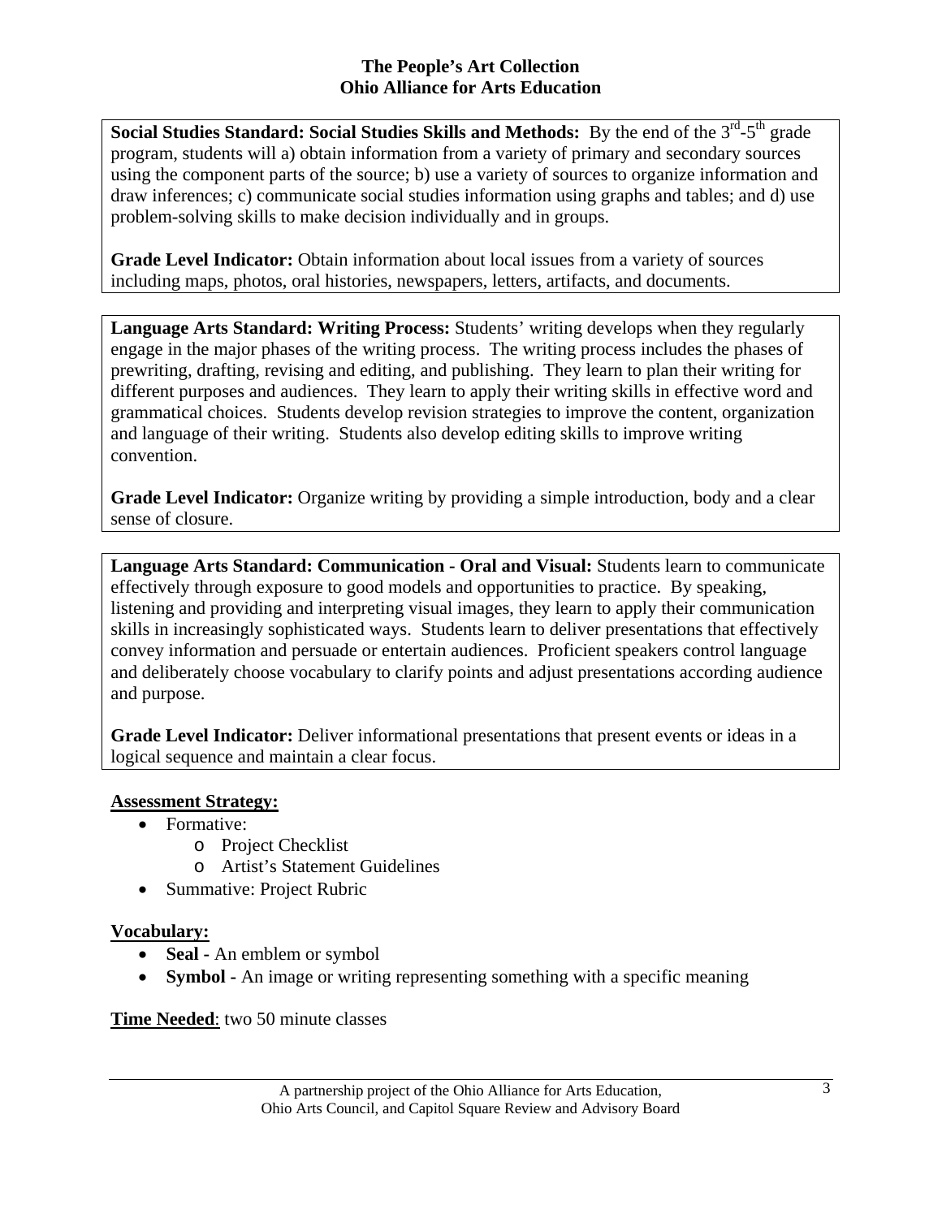**Social Studies Standard: Social Studies Skills and Methods:** By the end of the 3rd-5th grade program, students will a) obtain information from a variety of primary and secondary sources using the component parts of the source; b) use a variety of sources to organize information and draw inferences; c) communicate social studies information using graphs and tables; and d) use problem-solving skills to make decision individually and in groups.

**Grade Level Indicator:** Obtain information about local issues from a variety of sources including maps, photos, oral histories, newspapers, letters, artifacts, and documents.

**Language Arts Standard: Writing Process:** Students' writing develops when they regularly engage in the major phases of the writing process. The writing process includes the phases of prewriting, drafting, revising and editing, and publishing. They learn to plan their writing for different purposes and audiences. They learn to apply their writing skills in effective word and grammatical choices. Students develop revision strategies to improve the content, organization and language of their writing. Students also develop editing skills to improve writing convention.

**Grade Level Indicator:** Organize writing by providing a simple introduction, body and a clear sense of closure.

**Language Arts Standard: Communication - Oral and Visual:** Students learn to communicate effectively through exposure to good models and opportunities to practice. By speaking, listening and providing and interpreting visual images, they learn to apply their communication skills in increasingly sophisticated ways. Students learn to deliver presentations that effectively convey information and persuade or entertain audiences. Proficient speakers control language and deliberately choose vocabulary to clarify points and adjust presentations according audience and purpose.

**Grade Level Indicator:** Deliver informational presentations that present events or ideas in a logical sequence and maintain a clear focus.

**Assessment Strategy:**

- Formative:
  - Project Checklist
  - Artist's Statement Guidelines
- Summative: Project Rubric

**Vocabulary:**

- **Seal -** An emblem or symbol
- **Symbol -** An image or writing representing something with a specific meaning

**Time Needed**: two 50 minute classes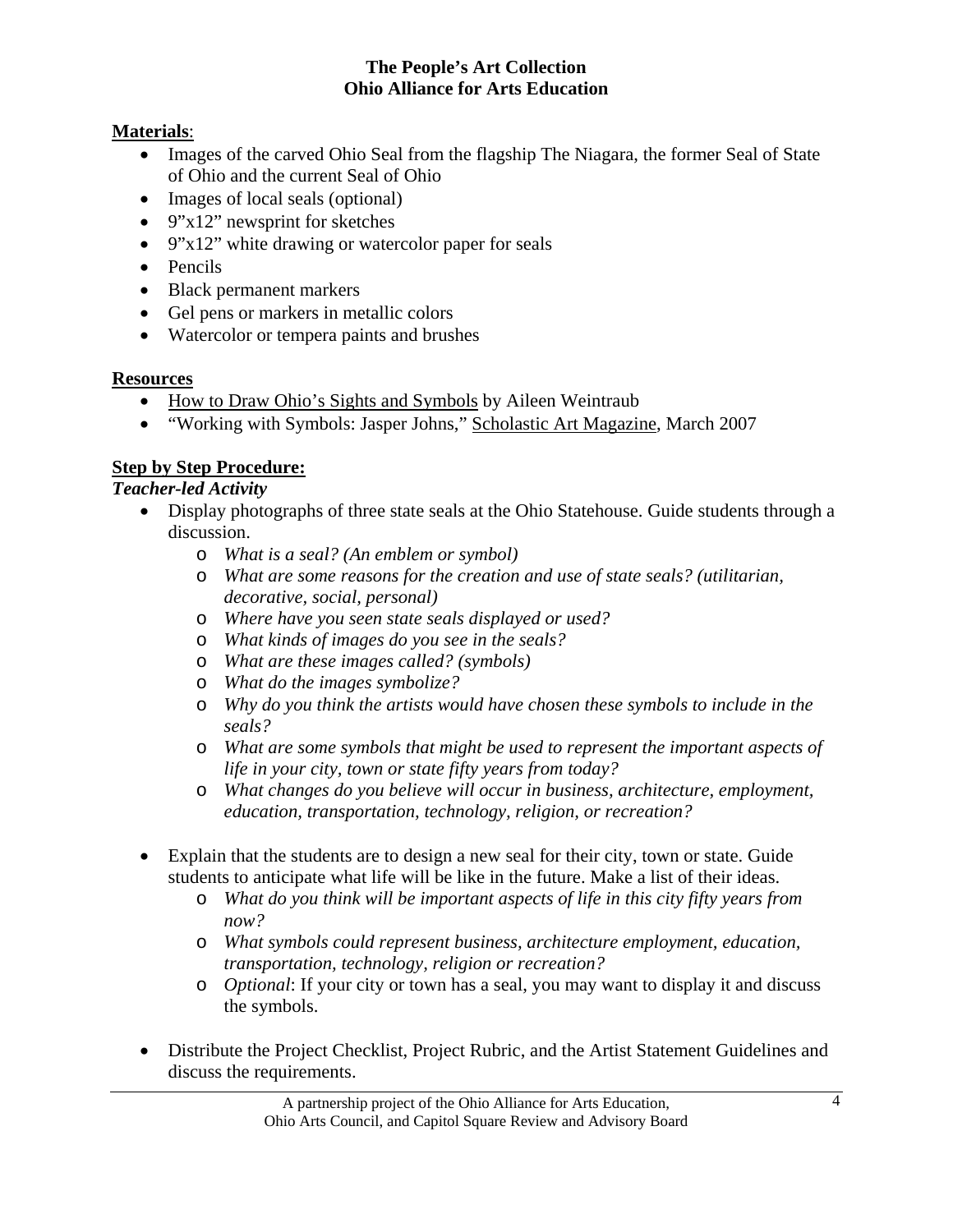**Materials**:

- Images of the carved Ohio Seal from the flagship The Niagara, the former Seal of State of Ohio and the current Seal of Ohio
- Images of local seals (optional)
- 9"x12" newsprint for sketches
- 9"x12" white drawing or watercolor paper for seals
- Pencils
- Black permanent markers
- Gel pens or markers in metallic colors
- Watercolor or tempera paints and brushes

**Resources**

- How to Draw Ohio's Sights and Symbols by Aileen Weintraub
- "Working with Symbols: Jasper Johns," Scholastic Art Magazine, March 2007

**Step by Step Procedure:**

***Teacher-led Activity***

- Display photographs of three state seals at the Ohio Statehouse. Guide students through a discussion.
  - *What is a seal? (An emblem or symbol)*
  - *What are some reasons for the creation and use of state seals? (utilitarian, decorative, social, personal)*
  - *Where have you seen state seals displayed or used?*
  - *What kinds of images do you see in the seals?*
  - *What are these images called? (symbols)*
  - *What do the images symbolize?*
  - *Why do you think the artists would have chosen these symbols to include in the seals?*
  - *What are some symbols that might be used to represent the important aspects of life in your city, town or state fifty years from today?*
  - *What changes do you believe will occur in business, architecture, employment, education, transportation, technology, religion, or recreation?*

- Explain that the students are to design a new seal for their city, town or state. Guide students to anticipate what life will be like in the future. Make a list of their ideas.
  - *What do you think will be important aspects of life in this city fifty years from now?*
  - *What symbols could represent business, architecture employment, education, transportation, technology, religion or recreation?*
  - *Optional*: If your city or town has a seal, you may want to display it and discuss the symbols.

- Distribute the Project Checklist, Project Rubric, and the Artist Statement Guidelines and discuss the requirements.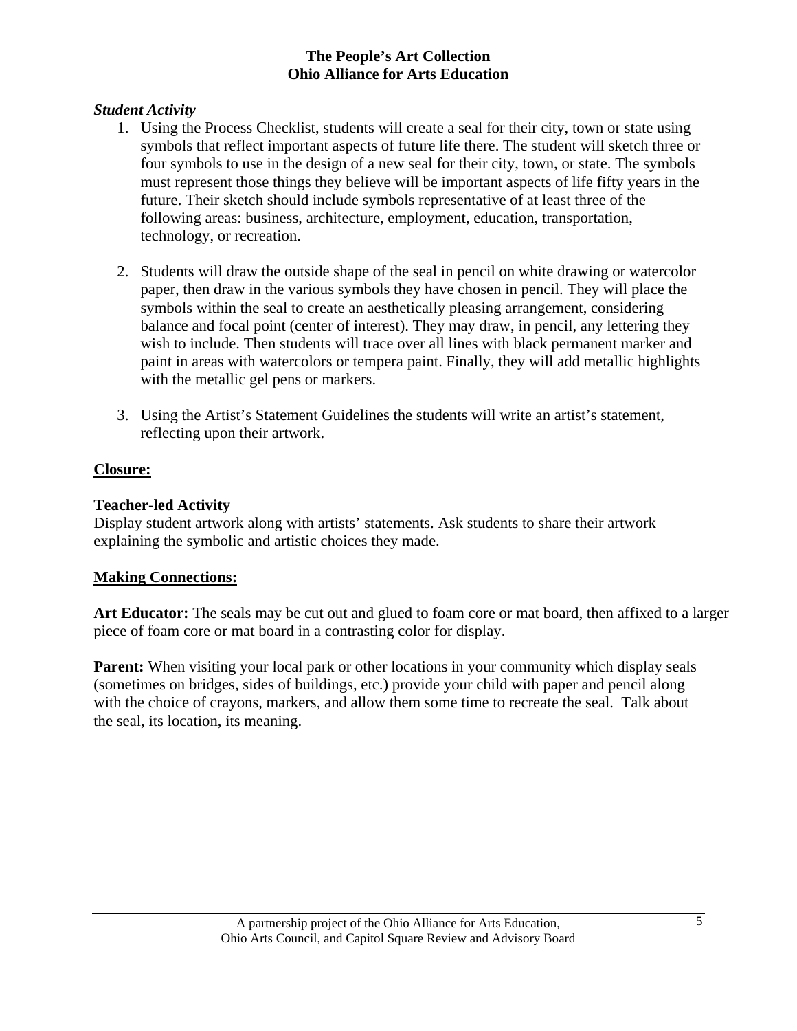*Student Activity*

1. Using the Process Checklist, students will create a seal for their city, town or state using symbols that reflect important aspects of future life there. The student will sketch three or four symbols to use in the design of a new seal for their city, town, or state. The symbols must represent those things they believe will be important aspects of life fifty years in the future. Their sketch should include symbols representative of at least three of the following areas: business, architecture, employment, education, transportation, technology, or recreation.

2. Students will draw the outside shape of the seal in pencil on white drawing or watercolor paper, then draw in the various symbols they have chosen in pencil. They will place the symbols within the seal to create an aesthetically pleasing arrangement, considering balance and focal point (center of interest). They may draw, in pencil, any lettering they wish to include. Then students will trace over all lines with black permanent marker and paint in areas with watercolors or tempera paint. Finally, they will add metallic highlights with the metallic gel pens or markers.

3. Using the Artist's Statement Guidelines the students will write an artist's statement, reflecting upon their artwork.

**Closure:**

**Teacher-led Activity**
Display student artwork along with artists' statements. Ask students to share their artwork explaining the symbolic and artistic choices they made.

**Making Connections:**

**Art Educator:** The seals may be cut out and glued to foam core or mat board, then affixed to a larger piece of foam core or mat board in a contrasting color for display.

**Parent:** When visiting your local park or other locations in your community which display seals (sometimes on bridges, sides of buildings, etc.) provide your child with paper and pencil along with the choice of crayons, markers, and allow them some time to recreate the seal. Talk about the seal, its location, its meaning.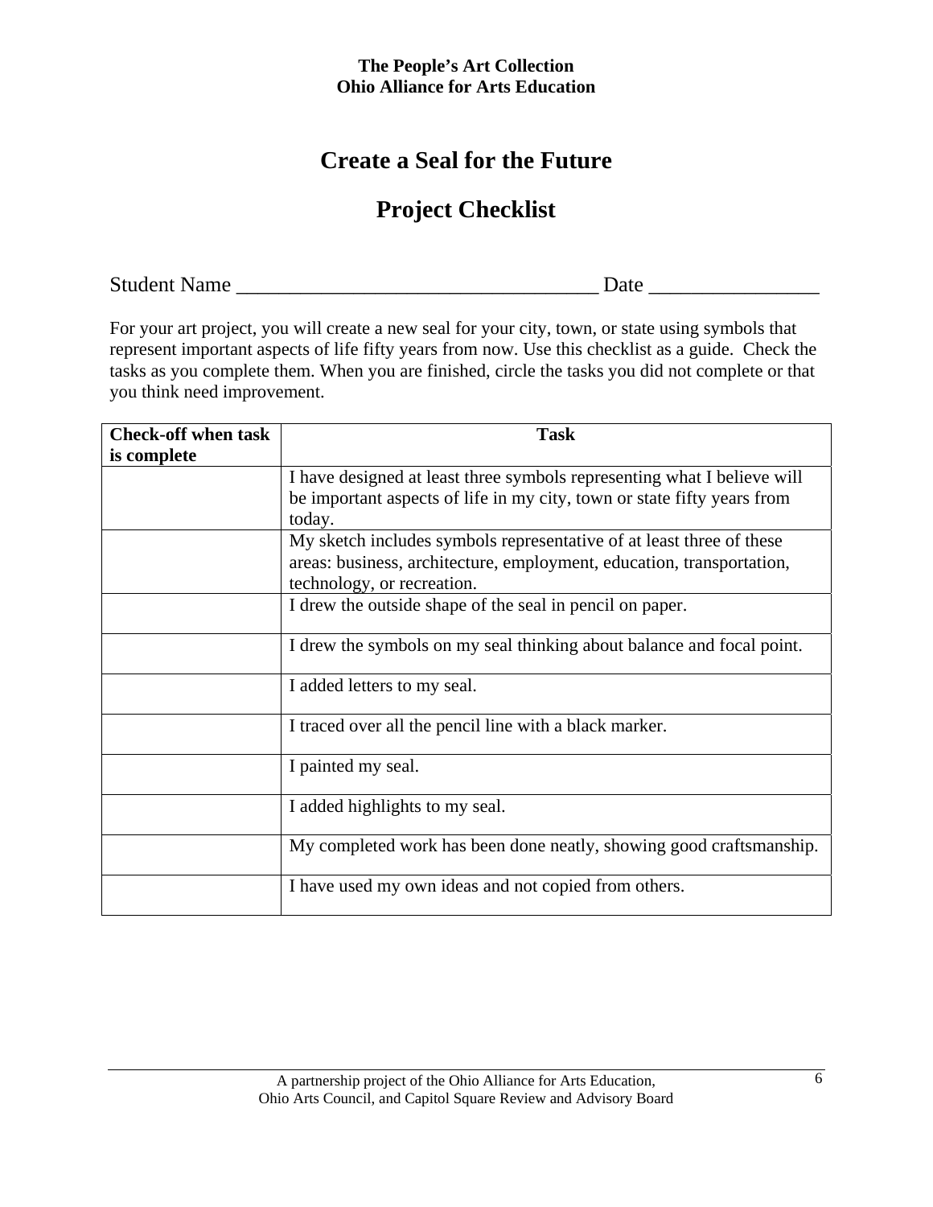**The People's Art Collection**
**Ohio Alliance for Arts Education**

# Create a Seal for the Future

## Project Checklist

Student Name ___________________________________ Date ________________

For your art project, you will create a new seal for your city, town, or state using symbols that represent important aspects of life fifty years from now. Use this checklist as a guide. Check the tasks as you complete them. When you are finished, circle the tasks you did not complete or that you think need improvement.

| Check-off when task is complete | Task |
|---|---|
| | I have designed at least three symbols representing what I believe will be important aspects of life in my city, town or state fifty years from today. |
| | My sketch includes symbols representative of at least three of these areas: business, architecture, employment, education, transportation, technology, or recreation. |
| | I drew the outside shape of the seal in pencil on paper. |
| | I drew the symbols on my seal thinking about balance and focal point. |
| | I added letters to my seal. |
| | I traced over all the pencil line with a black marker. |
| | I painted my seal. |
| | I added highlights to my seal. |
| | My completed work has been done neatly, showing good craftsmanship. |
| | I have used my own ideas and not copied from others. |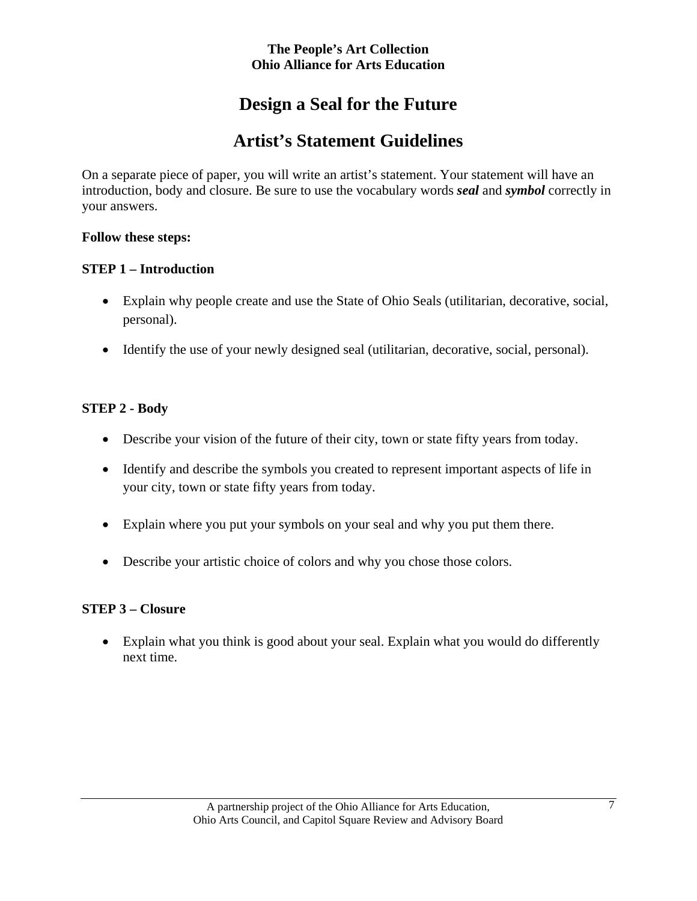**The People's Art Collection**
**Ohio Alliance for Arts Education**

# Design a Seal for the Future

## Artist's Statement Guidelines

On a separate piece of paper, you will write an artist's statement. Your statement will have an introduction, body and closure. Be sure to use the vocabulary words ***seal*** and ***symbol*** correctly in your answers.

**Follow these steps:**

**STEP 1 – Introduction**

- Explain why people create and use the State of Ohio Seals (utilitarian, decorative, social, personal).
- Identify the use of your newly designed seal (utilitarian, decorative, social, personal).

**STEP 2 - Body**

- Describe your vision of the future of their city, town or state fifty years from today.
- Identify and describe the symbols you created to represent important aspects of life in your city, town or state fifty years from today.
- Explain where you put your symbols on your seal and why you put them there.
- Describe your artistic choice of colors and why you chose those colors.

**STEP 3 – Closure**

- Explain what you think is good about your seal. Explain what you would do differently next time.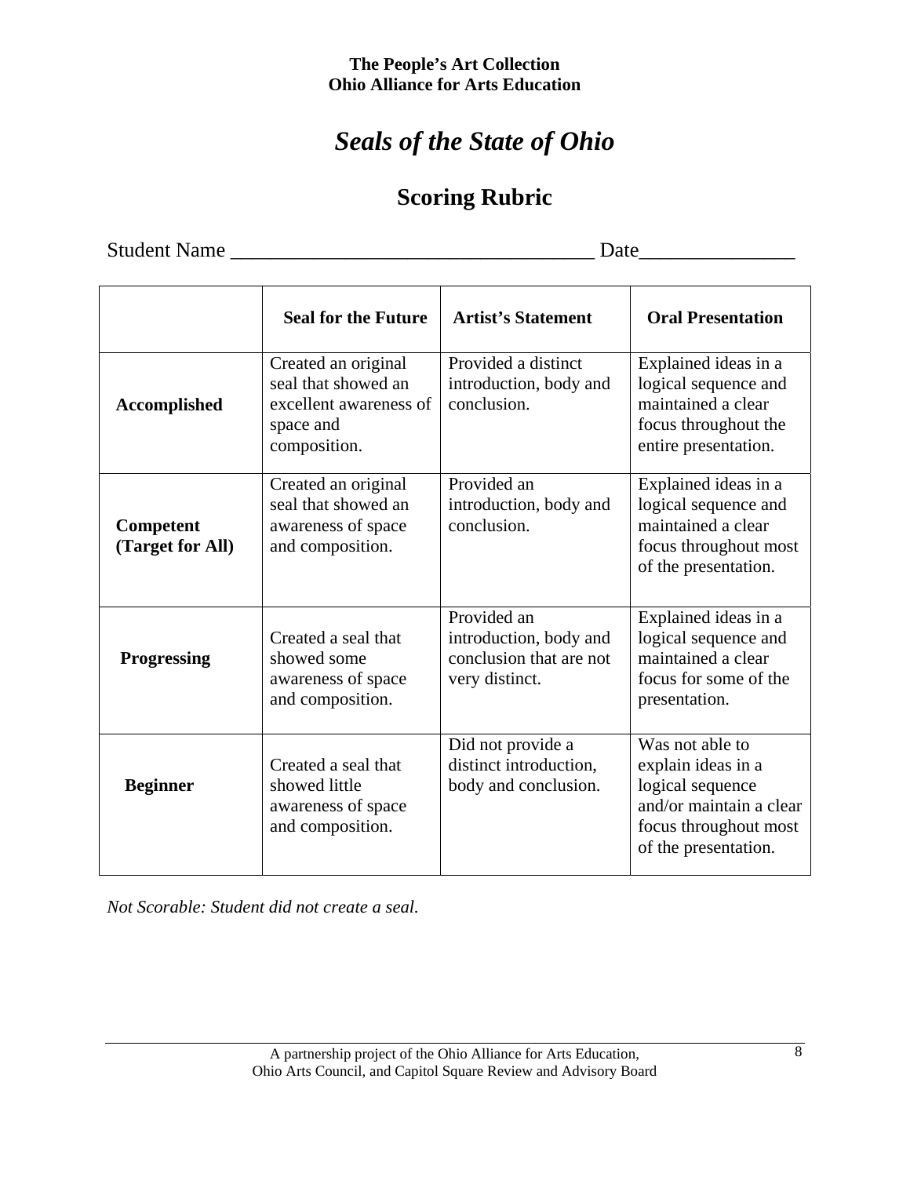**The People's Art Collection**
**Ohio Alliance for Arts Education**

# *Seals of the State of Ohio*

## Scoring Rubric

Student Name ___________________________________ Date_______________

| | Seal for the Future | Artist's Statement | Oral Presentation |
|---|---|---|---|
| **Accomplished** | Created an original seal that showed an excellent awareness of space and composition. | Provided a distinct introduction, body and conclusion. | Explained ideas in a logical sequence and maintained a clear focus throughout the entire presentation. |
| **Competent (Target for All)** | Created an original seal that showed an awareness of space and composition. | Provided an introduction, body and conclusion. | Explained ideas in a logical sequence and maintained a clear focus throughout most of the presentation. |
| **Progressing** | Created a seal that showed some awareness of space and composition. | Provided an introduction, body and conclusion that are not very distinct. | Explained ideas in a logical sequence and maintained a clear focus for some of the presentation. |
| **Beginner** | Created a seal that showed little awareness of space and composition. | Did not provide a distinct introduction, body and conclusion. | Was not able to explain ideas in a logical sequence and/or maintain a clear focus throughout most of the presentation. |

*Not Scorable: Student did not create a seal.*

A partnership project of the Ohio Alliance for Arts Education, Ohio Arts Council, and Capitol Square Review and Advisory Board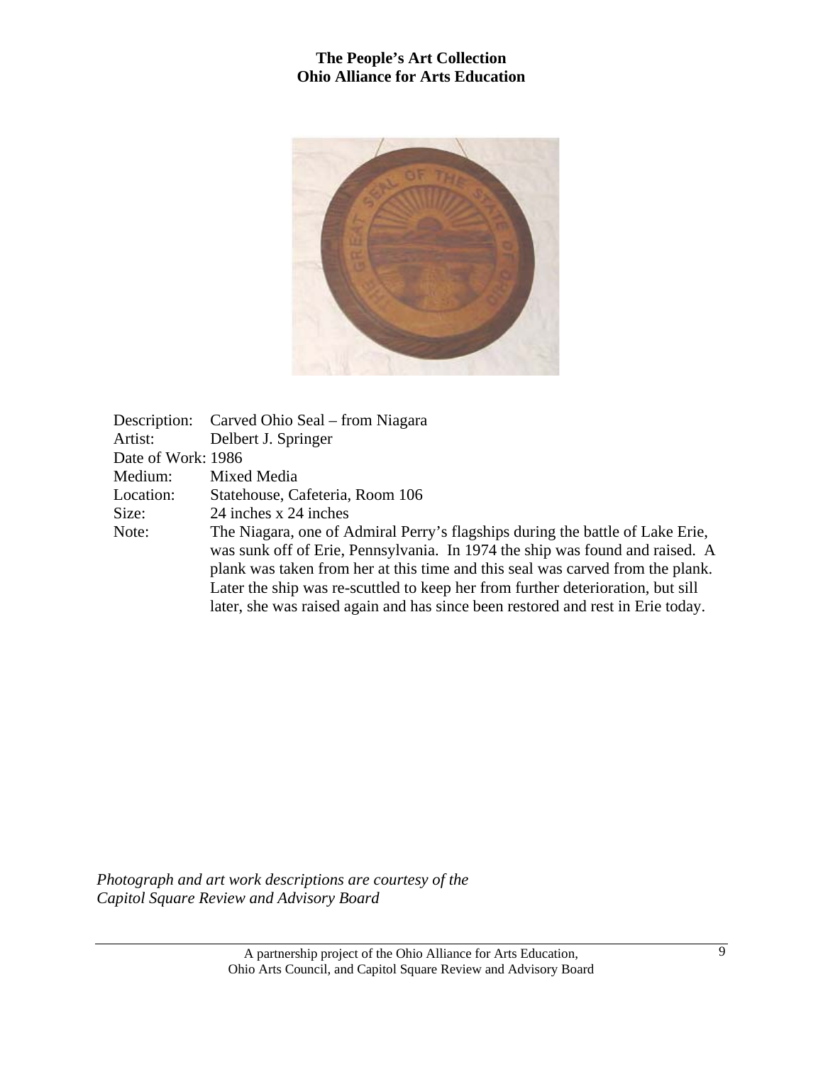**The People's Art Collection**
**Ohio Alliance for Arts Education**

| | |
|---|---|
| Description: | Carved Ohio Seal – from Niagara |
| Artist: | Delbert J. Springer |
| Date of Work: | 1986 |
| Medium: | Mixed Media |
| Location: | Statehouse, Cafeteria, Room 106 |
| Size: | 24 inches x 24 inches |
| Note: | The Niagara, one of Admiral Perry's flagships during the battle of Lake Erie, was sunk off of Erie, Pennsylvania. In 1974 the ship was found and raised. A plank was taken from her at this time and this seal was carved from the plank. Later the ship was re-scuttled to keep her from further deterioration, but sill later, she was raised again and has since been restored and rest in Erie today. |

*Photograph and art work descriptions are courtesy of the Capitol Square Review and Advisory Board*

A partnership project of the Ohio Alliance for Arts Education, Ohio Arts Council, and Capitol Square Review and Advisory Board